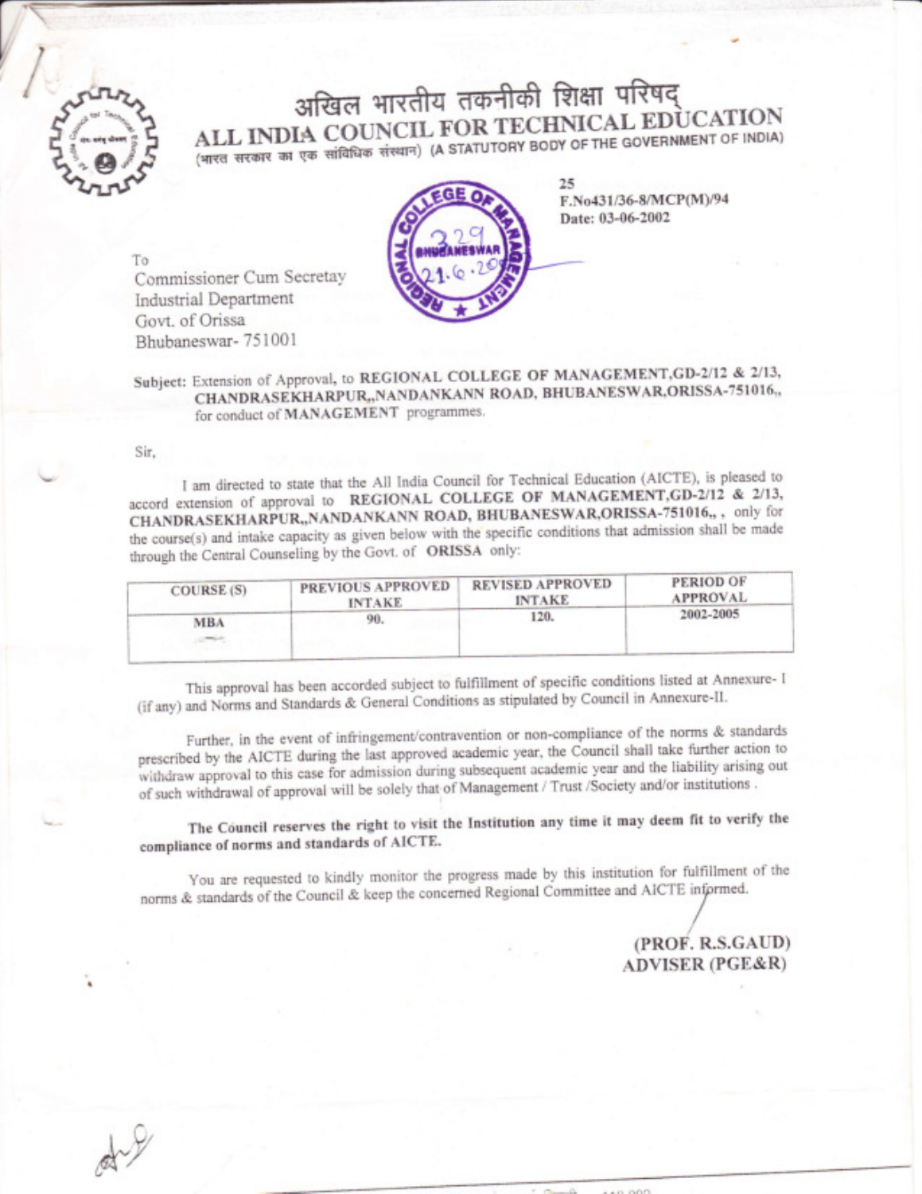# अखिल भारतीय तकनीकी शिक्षा परिषद्
# ALL INDIA COUNCIL FOR TECHNICAL EDUCATION

(भारत सरकार का एक सांविधिक संस्थान) (A STATUTORY BODY OF THE GOVERNMENT OF INDIA)

25
F.No431/36-8/MCP(M)/94
Date: 03-06-2002

To
Commissioner Cum Secretay
Industrial Department
Govt. of Orissa
Bhubaneswar- 751001

Subject: Extension of Approval, to **REGIONAL COLLEGE OF MANAGEMENT,GD-2/12 & 2/13, CHANDRASEKHARPUR,,NANDANKANN ROAD, BHUBANESWAR,ORISSA-751016,,** for conduct of **MANAGEMENT** programmes.

Sir,

I am directed to state that the All India Council for Technical Education (AICTE), is pleased to accord extension of approval to **REGIONAL COLLEGE OF MANAGEMENT,GD-2/12 & 2/13, CHANDRASEKHARPUR,,NANDANKANN ROAD, BHUBANESWAR,ORISSA-751016,,** , only for the course(s) and intake capacity as given below with the specific conditions that admission shall be made through the Central Counseling by the Govt. of **ORISSA** only:

| COURSE (S) | PREVIOUS APPROVED INTAKE | REVISED APPROVED INTAKE | PERIOD OF APPROVAL |
|---|---|---|---|
| MBA | 90. | 120. | 2002-2005 |

This approval has been accorded subject to fulfillment of specific conditions listed at Annexure- I (if any) and Norms and Standards & General Conditions as stipulated by Council in Annexure-II.

Further, in the event of infringement/contravention or non-compliance of the norms & standards prescribed by the AICTE during the last approved academic year, the Council shall take further action to withdraw approval to this case for admission during subsequent academic year and the liability arising out of such withdrawal of approval will be solely that of Management / Trust /Society and/or institutions .

**The Council reserves the right to visit the Institution any time it may deem fit to verify the compliance of norms and standards of AICTE.**

You are requested to kindly monitor the progress made by this institution for fulfillment of the norms & standards of the Council & keep the concerned Regional Committee and AICTE informed.

**(PROF. R.S.GAUD)**
**ADVISER (PGE&R)**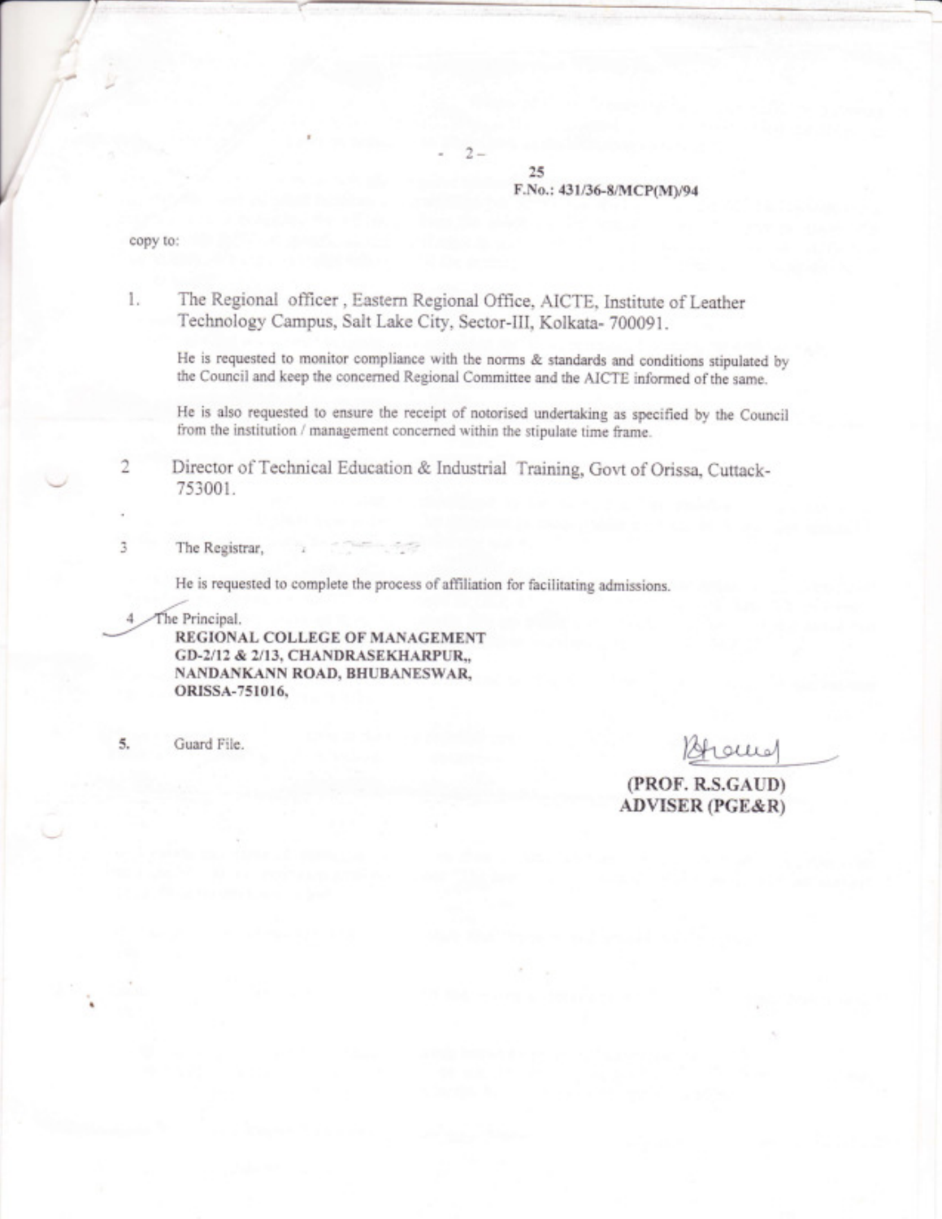25
F.No.: 431/36-8/MCP(M)/94

copy to:

1. The Regional officer, Eastern Regional Office, AICTE, Institute of Leather Technology Campus, Salt Lake City, Sector-III, Kolkata- 700091.

   He is requested to monitor compliance with the norms & standards and conditions stipulated by the Council and keep the concerned Regional Committee and the AICTE informed of the same.

   He is also requested to ensure the receipt of notorised undertaking as specified by the Council from the institution / management concerned within the stipulate time frame.

2. Director of Technical Education & Industrial Training, Govt of Orissa, Cuttack- 753001.

3. The Registrar,

   He is requested to complete the process of affiliation for facilitating admissions.

4. The Principal.
   **REGIONAL COLLEGE OF MANAGEMENT**
   **GD-2/12 & 2/13, CHANDRASEKHARPUR,,**
   **NANDANKANN ROAD, BHUBANESWAR,**
   **ORISSA-751016,**

5. Guard File.

**(PROF. R.S.GAUD)**
**ADVISER (PGE&R)**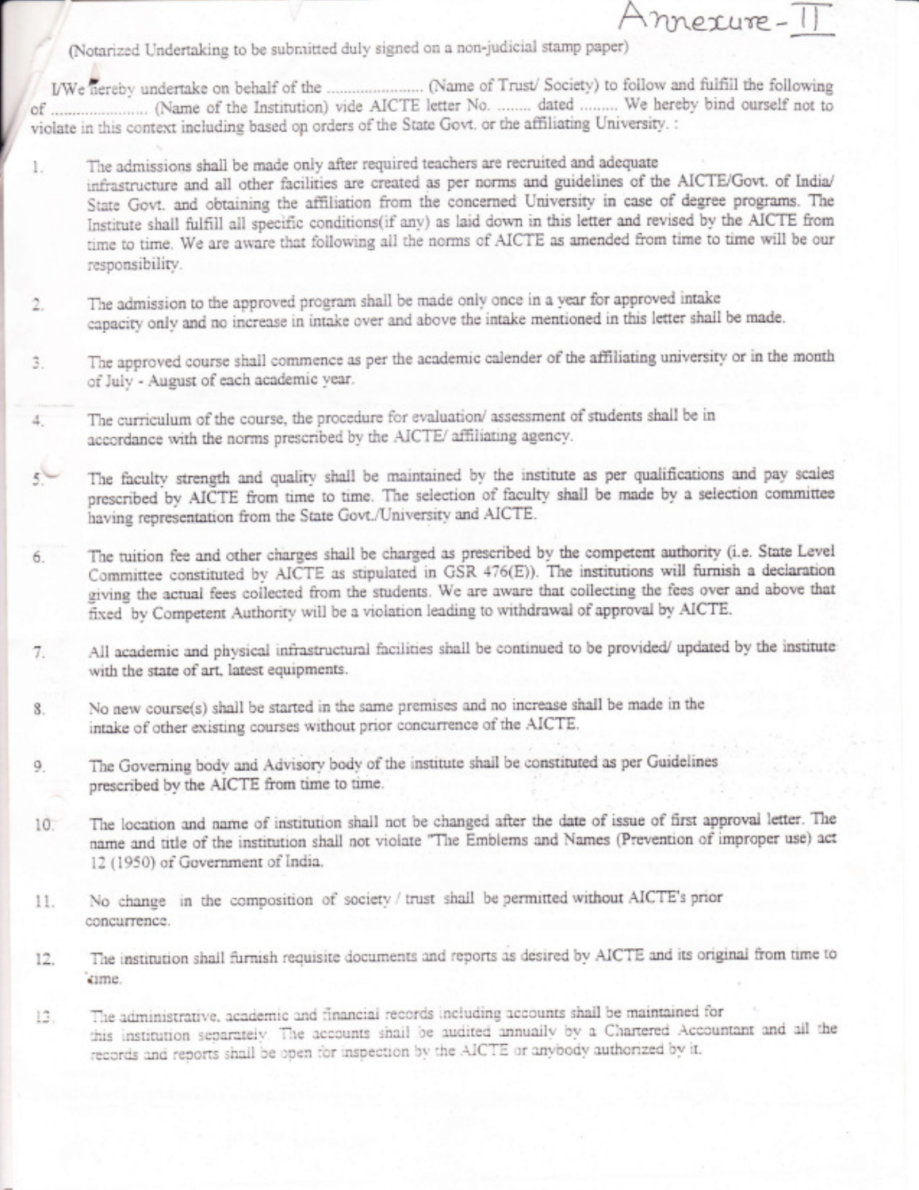Annexure - II

(Notarized Undertaking to be submitted duly signed on a non-judicial stamp paper)

I/We hereby undertake on behalf of the ....................... (Name of Trust/ Society) to follow and fulfill the following of ....................... (Name of the Institution) vide AICTE letter No. ........ dated ......... We hereby bind ourself not to violate in this context including based on orders of the State Govt. or the affiliating University. :

1. The admissions shall be made only after required teachers are recruited and adequate infrastructure and all other facilities are created as per norms and guidelines of the AICTE/Govt. of India/ State Govt. and obtaining the affiliation from the concerned University in case of degree programs. The Institute shall fulfill all specific conditions(if any) as laid down in this letter and revised by the AICTE from time to time. We are aware that following all the norms of AICTE as amended from time to time will be our responsibility.

2. The admission to the approved program shall be made only once in a year for approved intake capacity only and no increase in intake over and above the intake mentioned in this letter shall be made.

3. The approved course shall commence as per the academic calender of the affiliating university or in the month of July - August of each academic year.

4. The curriculum of the course, the procedure for evaluation/ assessment of students shall be in accordance with the norms prescribed by the AICTE/ affiliating agency.

5. The faculty strength and quality shall be maintained by the institute as per qualifications and pay scales prescribed by AICTE from time to time. The selection of faculty shall be made by a selection committee having representation from the State Govt./University and AICTE.

6. The tuition fee and other charges shall be charged as prescribed by the competent authority (i.e. State Level Committee constituted by AICTE as stipulated in GSR 476(E)). The institutions will furnish a declaration giving the actual fees collected from the students. We are aware that collecting the fees over and above that fixed by Competent Authority will be a violation leading to withdrawal of approval by AICTE.

7. All academic and physical infrastructural facilities shall be continued to be provided/ updated by the institute with the state of art, latest equipments.

8. No new course(s) shall be started in the same premises and no increase shall be made in the intake of other existing courses without prior concurrence of the AICTE.

9. The Governing body and Advisory body of the institute shall be constituted as per Guidelines prescribed by the AICTE from time to time.

10. The location and name of institution shall not be changed after the date of issue of first approval letter. The name and title of the institution shall not violate "The Emblems and Names (Prevention of improper use) act 12 (1950) of Government of India.

11. No change in the composition of society / trust shall be permitted without AICTE's prior concurrence.

12. The institution shall furnish requisite documents and reports as desired by AICTE and its original from time to time.

13. The administrative, academic and financial records including accounts shall be maintained for this institution separately. The accounts shall be audited annually by a Chartered Accountant and all the records and reports shall be open for inspection by the AICTE or anybody authorized by it.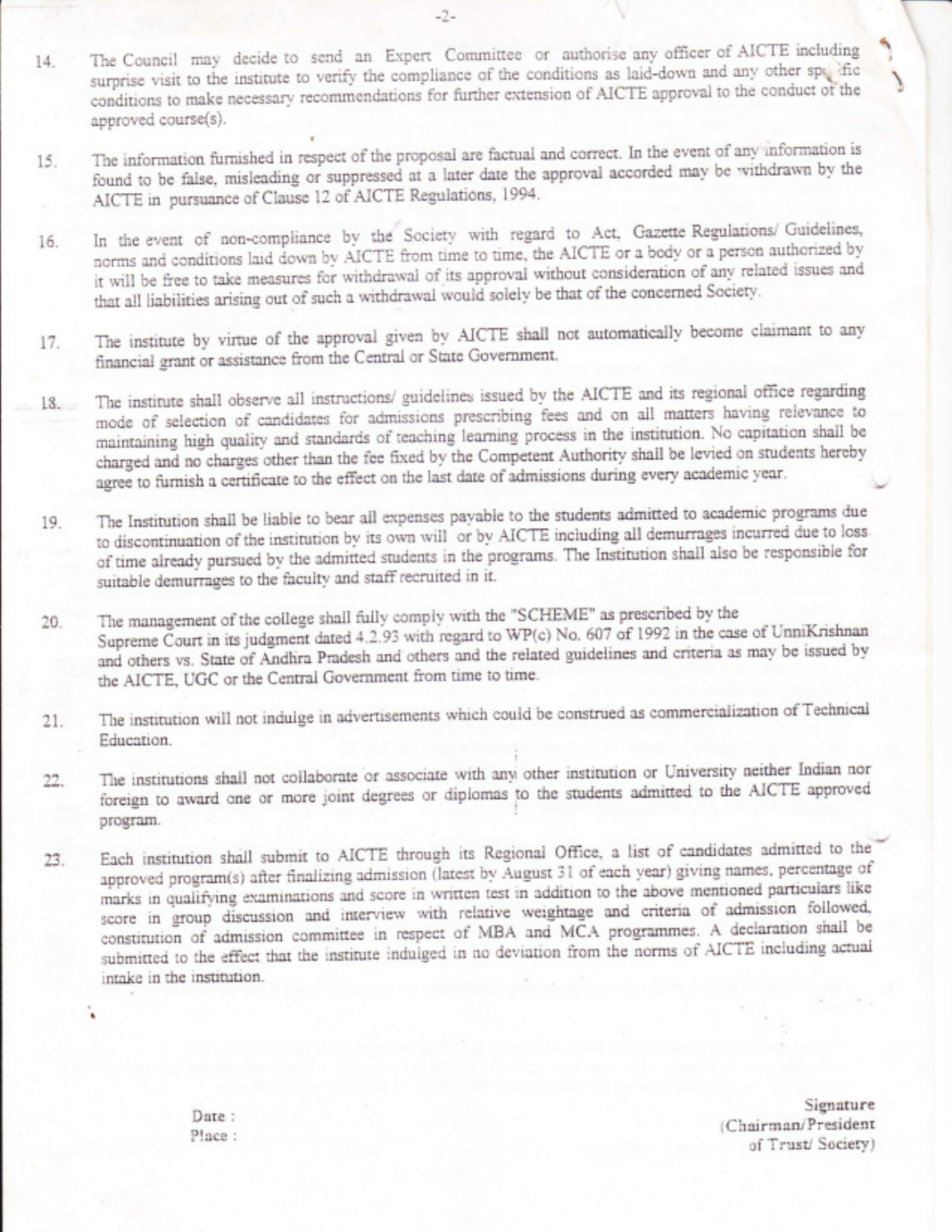14. The Council may decide to send an Expert Committee or authorise any officer of AICTE including surprise visit to the institute to verify the compliance of the conditions as laid-down and any other specific conditions to make necessary recommendations for further extension of AICTE approval to the conduct of the approved course(s).

15. The information furnished in respect of the proposal are factual and correct. In the event of any information is found to be false, misleading or suppressed at a later date the approval accorded may be withdrawn by the AICTE in pursuance of Clause 12 of AICTE Regulations, 1994.

16. In the event of non-compliance by the Society with regard to Act, Gazette Regulations/ Guidelines, norms and conditions laid down by AICTE from time to time, the AICTE or a body or a person authorized by it will be free to take measures for withdrawal of its approval without consideration of any related issues and that all liabilities arising out of such a withdrawal would solely be that of the concerned Society.

17. The institute by virtue of the approval given by AICTE shall not automatically become claimant to any financial grant or assistance from the Central or State Government.

18. The institute shall observe all instructions/ guidelines issued by the AICTE and its regional office regarding mode of selection of candidates for admissions prescribing fees and on all matters having relevance to maintaining high quality and standards of teaching learning process in the institution. No capitation shall be charged and no charges other than the fee fixed by the Competent Authority shall be levied on students hereby agree to furnish a certificate to the effect on the last date of admissions during every academic year.

19. The Institution shall be liable to bear all expenses payable to the students admitted to academic programs due to discontinuation of the institution by its own will or by AICTE including all demurrages incurred due to loss of time already pursued by the admitted students in the programs. The Institution shall also be responsible for suitable demurrages to the faculty and staff recruited in it.

20. The management of the college shall fully comply with the "SCHEME" as prescribed by the Supreme Court in its judgment dated 4.2.93 with regard to WP(c) No. 607 of 1992 in the case of UnniKrishnan and others vs. State of Andhra Pradesh and others and the related guidelines and criteria as may be issued by the AICTE, UGC or the Central Government from time to time.

21. The institution will not indulge in advertisements which could be construed as commercialization of Technical Education.

22. The institutions shall not collaborate or associate with any other institution or University neither Indian nor foreign to award one or more joint degrees or diplomas to the students admitted to the AICTE approved program.

23. Each institution shall submit to AICTE through its Regional Office, a list of candidates admitted to the approved program(s) after finalizing admission (latest by August 31 of each year) giving names, percentage of marks in qualifying examinations and score in written test in addition to the above mentioned particulars like score in group discussion and interview with relative weightage and criteria of admission followed, constitution of admission committee in respect of MBA and MCA programmes. A declaration shall be submitted to the effect that the institute indulged in no deviation from the norms of AICTE including actual intake in the institution.

Date :
Place :

Signature
(Chairman/President
of Trust/ Society)